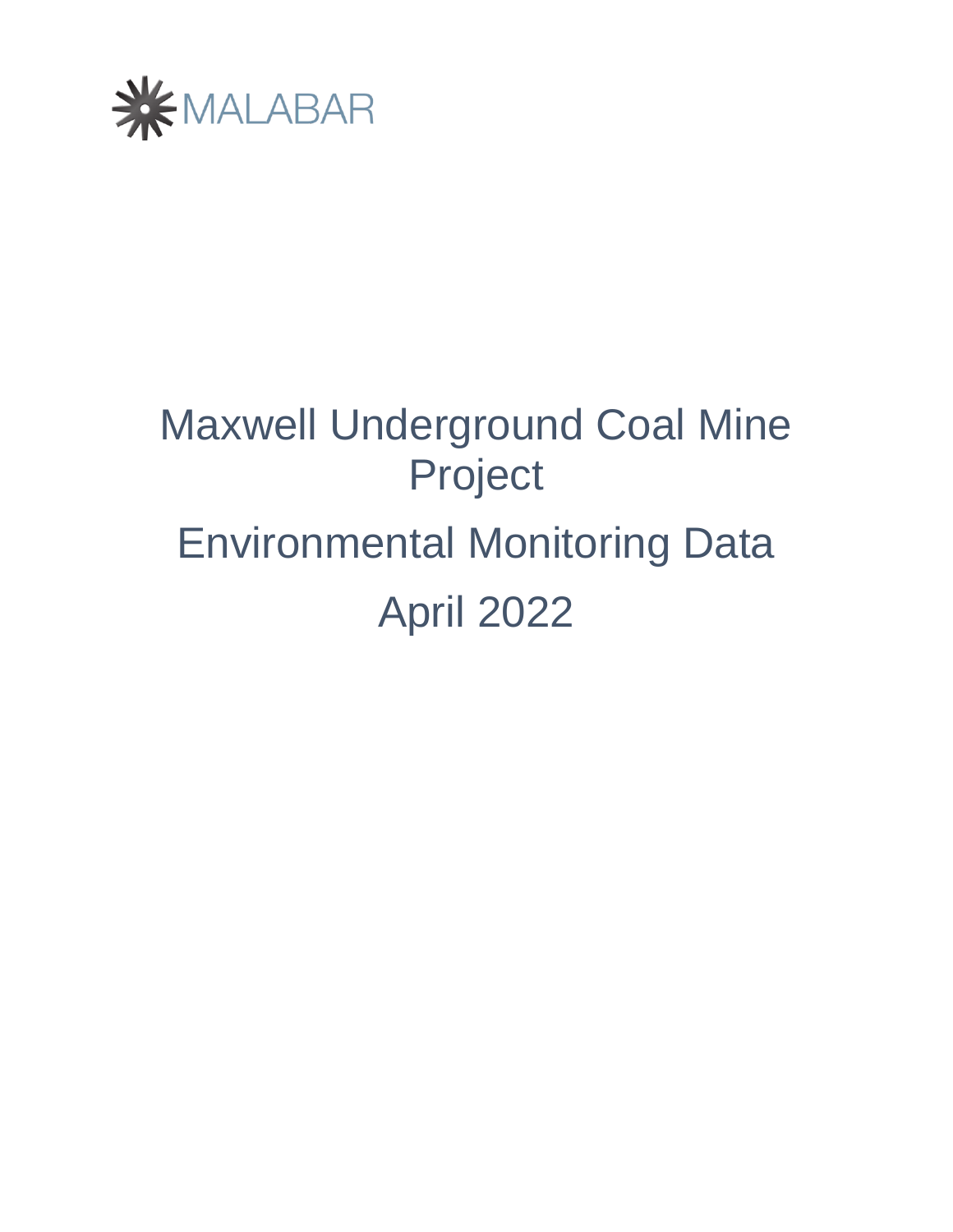MALABAR

# Maxwell Underground Coal Mine Project

# Environmental Monitoring Data

# April 2022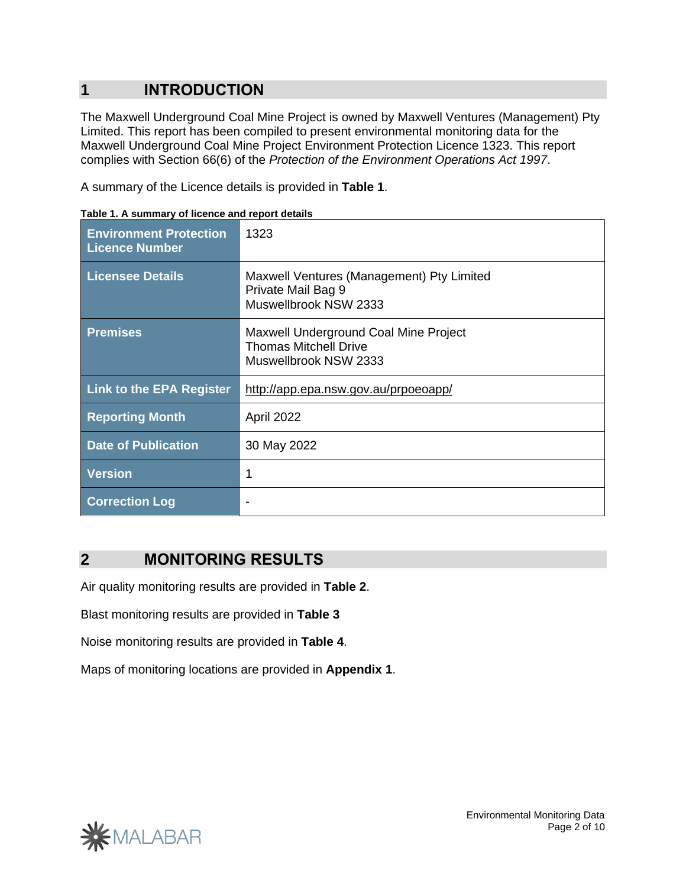# 1 INTRODUCTION

The Maxwell Underground Coal Mine Project is owned by Maxwell Ventures (Management) Pty Limited. This report has been compiled to present environmental monitoring data for the Maxwell Underground Coal Mine Project Environment Protection Licence 1323. This report complies with Section 66(6) of the *Protection of the Environment Operations Act 1997*.

A summary of the Licence details is provided in **Table 1**.

**Table 1. A summary of licence and report details**

| | |
|---|---|
| **Environment Protection Licence Number** | 1323 |
| **Licensee Details** | Maxwell Ventures (Management) Pty Limited<br>Private Mail Bag 9<br>Muswellbrook NSW 2333 |
| **Premises** | Maxwell Underground Coal Mine Project<br>Thomas Mitchell Drive<br>Muswellbrook NSW 2333 |
| **Link to the EPA Register** | http://app.epa.nsw.gov.au/prpoeoapp/ |
| **Reporting Month** | April 2022 |
| **Date of Publication** | 30 May 2022 |
| **Version** | 1 |
| **Correction Log** | - |

# 2 MONITORING RESULTS

Air quality monitoring results are provided in **Table 2**.

Blast monitoring results are provided in **Table 3**

Noise monitoring results are provided in **Table 4**.

Maps of monitoring locations are provided in **Appendix 1**.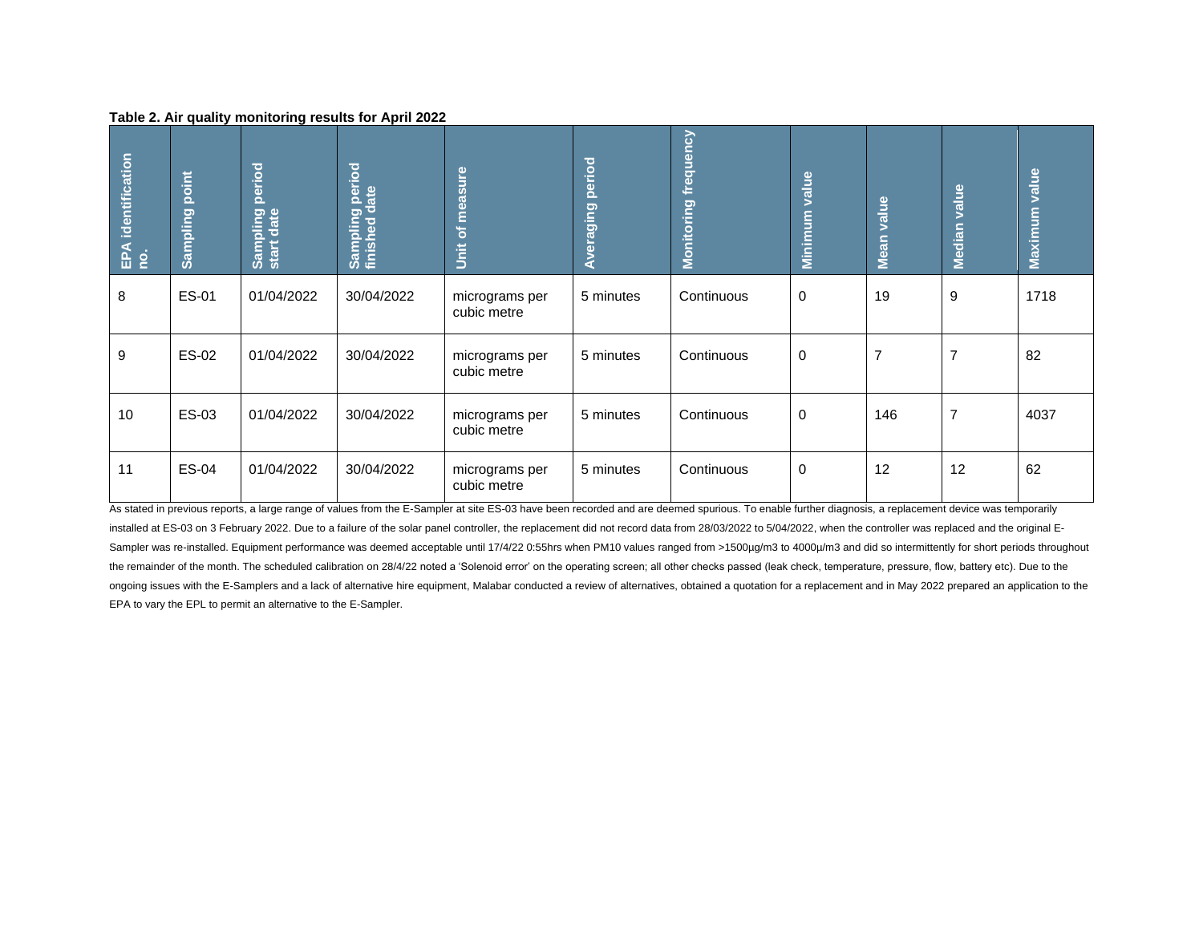**Table 2. Air quality monitoring results for April 2022**

| EPA identification no. | Sampling point | Sampling period start date | Sampling period finished date | Unit of measure | Averaging period | Monitoring frequency | Minimum value | Mean value | Median value | Maximum value |
|---|---|---|---|---|---|---|---|---|---|---|
| 8 | ES-01 | 01/04/2022 | 30/04/2022 | micrograms per cubic metre | 5 minutes | Continuous | 0 | 19 | 9 | 1718 |
| 9 | ES-02 | 01/04/2022 | 30/04/2022 | micrograms per cubic metre | 5 minutes | Continuous | 0 | 7 | 7 | 82 |
| 10 | ES-03 | 01/04/2022 | 30/04/2022 | micrograms per cubic metre | 5 minutes | Continuous | 0 | 146 | 7 | 4037 |
| 11 | ES-04 | 01/04/2022 | 30/04/2022 | micrograms per cubic metre | 5 minutes | Continuous | 0 | 12 | 12 | 62 |

As stated in previous reports, a large range of values from the E-Sampler at site ES-03 have been recorded and are deemed spurious. To enable further diagnosis, a replacement device was temporarily installed at ES-03 on 3 February 2022. Due to a failure of the solar panel controller, the replacement did not record data from 28/03/2022 to 5/04/2022, when the controller was replaced and the original E-Sampler was re-installed. Equipment performance was deemed acceptable until 17/4/22 0:55hrs when PM10 values ranged from >1500µg/m3 to 4000µ/m3 and did so intermittently for short periods throughout the remainder of the month. The scheduled calibration on 28/4/22 noted a 'Solenoid error' on the operating screen; all other checks passed (leak check, temperature, pressure, flow, battery etc). Due to the ongoing issues with the E-Samplers and a lack of alternative hire equipment, Malabar conducted a review of alternatives, obtained a quotation for a replacement and in May 2022 prepared an application to the EPA to vary the EPL to permit an alternative to the E-Sampler.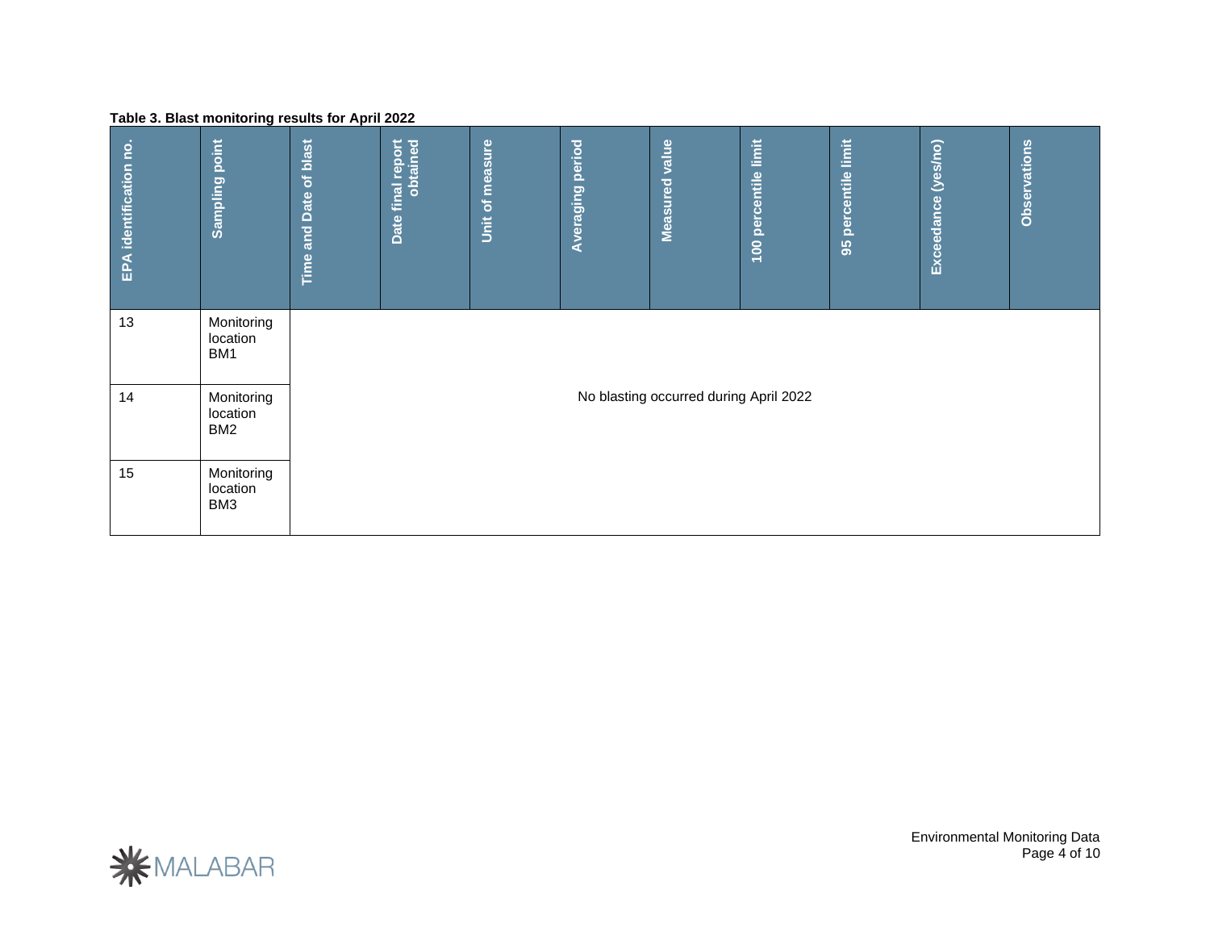**Table 3. Blast monitoring results for April 2022**

| EPA identification no. | Sampling point | Time and Date of blast | Date final report obtained | Unit of measure | Averaging period | Measured value | 100 percentile limit | 95 percentile limit | Exceedance (yes/no) | Observations |
|---|---|---|---|---|---|---|---|---|---|---|
| 13 | Monitoring location BM1 | No blasting occurred during April 2022 | | | | | | | | |
| 14 | Monitoring location BM2 | | | | | | | | | |
| 15 | Monitoring location BM3 | | | | | | | | | |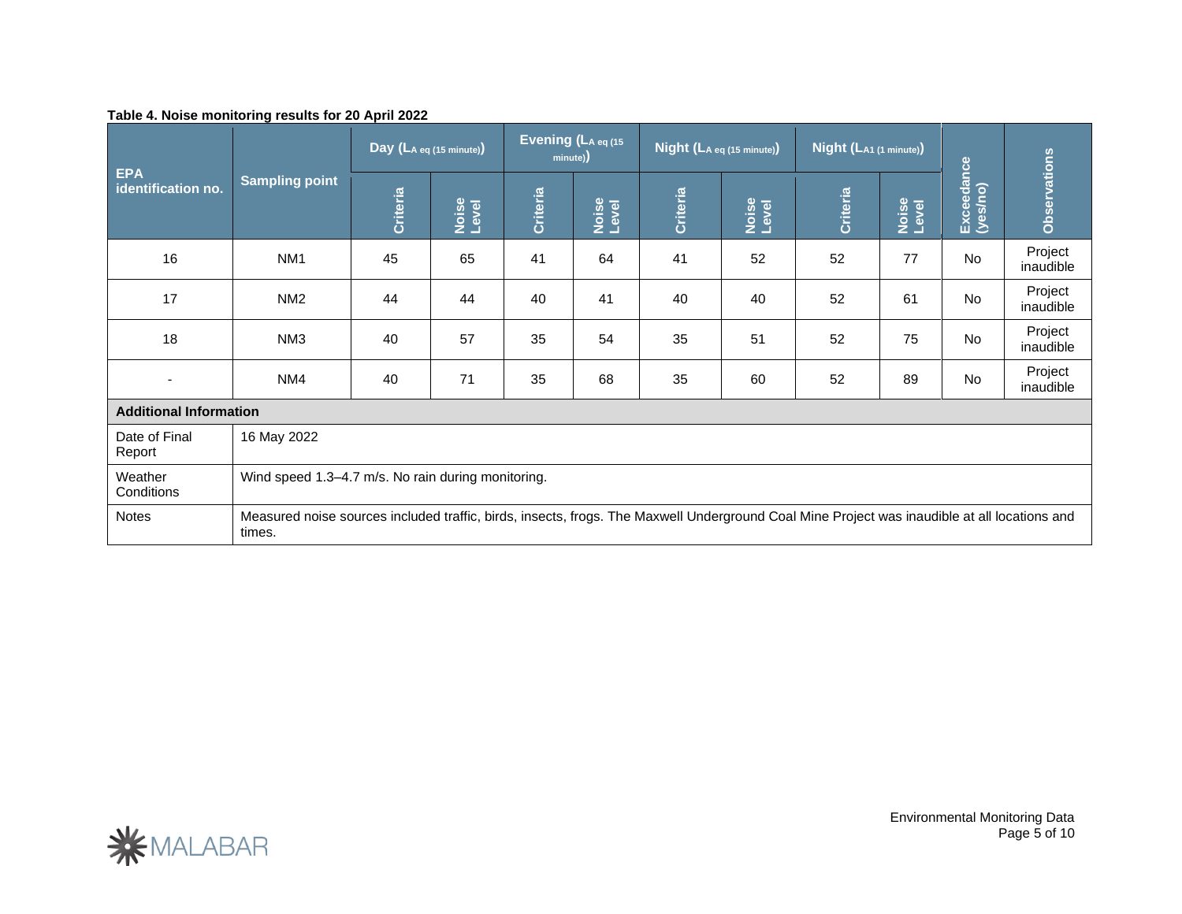**Table 4. Noise monitoring results for 20 April 2022**

| EPA identification no. | Sampling point | Day ($L_{A\,eq\,(15\,minute)}$) | | Evening ($L_{A\,eq\,(15\,minute)}$) | | Night ($L_{A\,eq\,(15\,minute)}$) | | Night ($L_{A1\,(1\,minute)}$) | | Exceedance (yes/no) | Observations |
|---|---|---|---|---|---|---|---|---|---|---|---|
| | | Criteria | Noise Level | Criteria | Noise Level | Criteria | Noise Level | Criteria | Noise Level | | |
| 16 | NM1 | 45 | 65 | 41 | 64 | 41 | 52 | 52 | 77 | No | Project inaudible |
| 17 | NM2 | 44 | 44 | 40 | 41 | 40 | 40 | 52 | 61 | No | Project inaudible |
| 18 | NM3 | 40 | 57 | 35 | 54 | 35 | 51 | 52 | 75 | No | Project inaudible |
| - | NM4 | 40 | 71 | 35 | 68 | 35 | 60 | 52 | 89 | No | Project inaudible |

| **Additional Information** | |
|---|---|
| Date of Final Report | 16 May 2022 |
| Weather Conditions | Wind speed 1.3–4.7 m/s. No rain during monitoring. |
| Notes | Measured noise sources included traffic, birds, insects, frogs. The Maxwell Underground Coal Mine Project was inaudible at all locations and times. |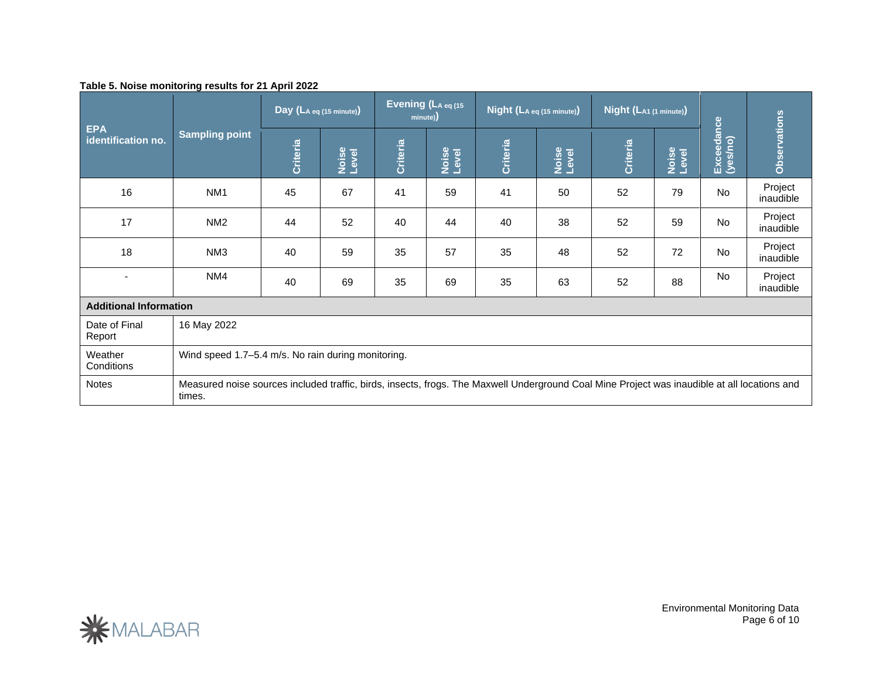**Table 5. Noise monitoring results for 21 April 2022**

| EPA identification no. | Sampling point | Day ($L_{A\ eq\ (15\ minute)}$) | | Evening ($L_{A\ eq\ (15\ minute)}$) | | Night ($L_{A\ eq\ (15\ minute)}$) | | Night ($L_{A1\ (1\ minute)}$) | | Exceedance (yes/no) | Observations |
|---|---|---|---|---|---|---|---|---|---|---|---|
| | | Criteria | Noise Level | Criteria | Noise Level | Criteria | Noise Level | Criteria | Noise Level | | |
| 16 | NM1 | 45 | 67 | 41 | 59 | 41 | 50 | 52 | 79 | No | Project inaudible |
| 17 | NM2 | 44 | 52 | 40 | 44 | 40 | 38 | 52 | 59 | No | Project inaudible |
| 18 | NM3 | 40 | 59 | 35 | 57 | 35 | 48 | 52 | 72 | No | Project inaudible |
| - | NM4 | 40 | 69 | 35 | 69 | 35 | 63 | 52 | 88 | No | Project inaudible |
| **Additional Information** | | | | | | | | | | | |
| Date of Final Report | 16 May 2022 | | | | | | | | | | |
| Weather Conditions | Wind speed 1.7–5.4 m/s. No rain during monitoring. | | | | | | | | | | |
| Notes | Measured noise sources included traffic, birds, insects, frogs. The Maxwell Underground Coal Mine Project was inaudible at all locations and times. | | | | | | | | | | |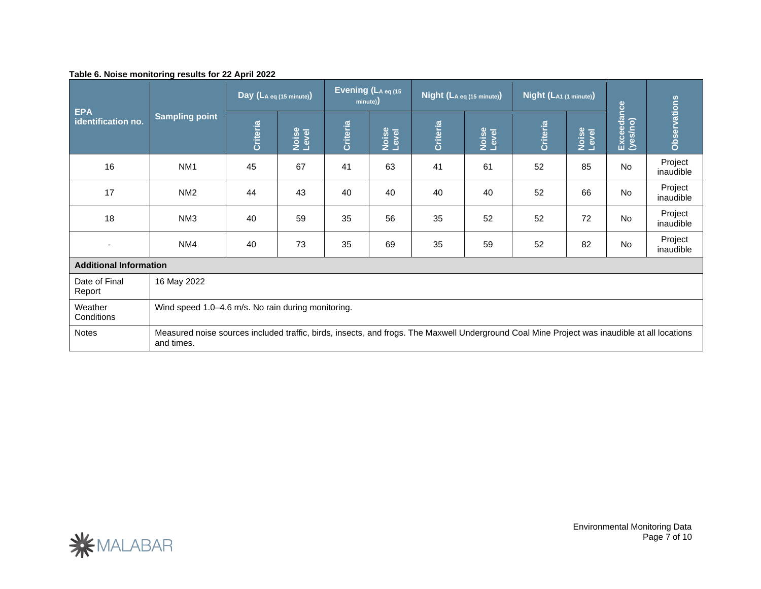**Table 6. Noise monitoring results for 22 April 2022**

| EPA identification no. | Sampling point | Day ($L_{A\,eq\,(15\,minute)}$) | | Evening ($L_{A\,eq\,(15\,minute)}$) | | Night ($L_{A\,eq\,(15\,minute)}$) | | Night ($L_{A1\,(1\,minute)}$) | | Exceedance (yes/no) | Observations |
|---|---|---|---|---|---|---|---|---|---|---|---|
| | | Criteria | Noise Level | Criteria | Noise Level | Criteria | Noise Level | Criteria | Noise Level | | |
| 16 | NM1 | 45 | 67 | 41 | 63 | 41 | 61 | 52 | 85 | No | Project inaudible |
| 17 | NM2 | 44 | 43 | 40 | 40 | 40 | 40 | 52 | 66 | No | Project inaudible |
| 18 | NM3 | 40 | 59 | 35 | 56 | 35 | 52 | 52 | 72 | No | Project inaudible |
| - | NM4 | 40 | 73 | 35 | 69 | 35 | 59 | 52 | 82 | No | Project inaudible |
| **Additional Information** | | | | | | | | | | | |
| Date of Final Report | 16 May 2022 | | | | | | | | | | |
| Weather Conditions | Wind speed 1.0–4.6 m/s. No rain during monitoring. | | | | | | | | | | |
| Notes | Measured noise sources included traffic, birds, insects, and frogs. The Maxwell Underground Coal Mine Project was inaudible at all locations and times. | | | | | | | | | | |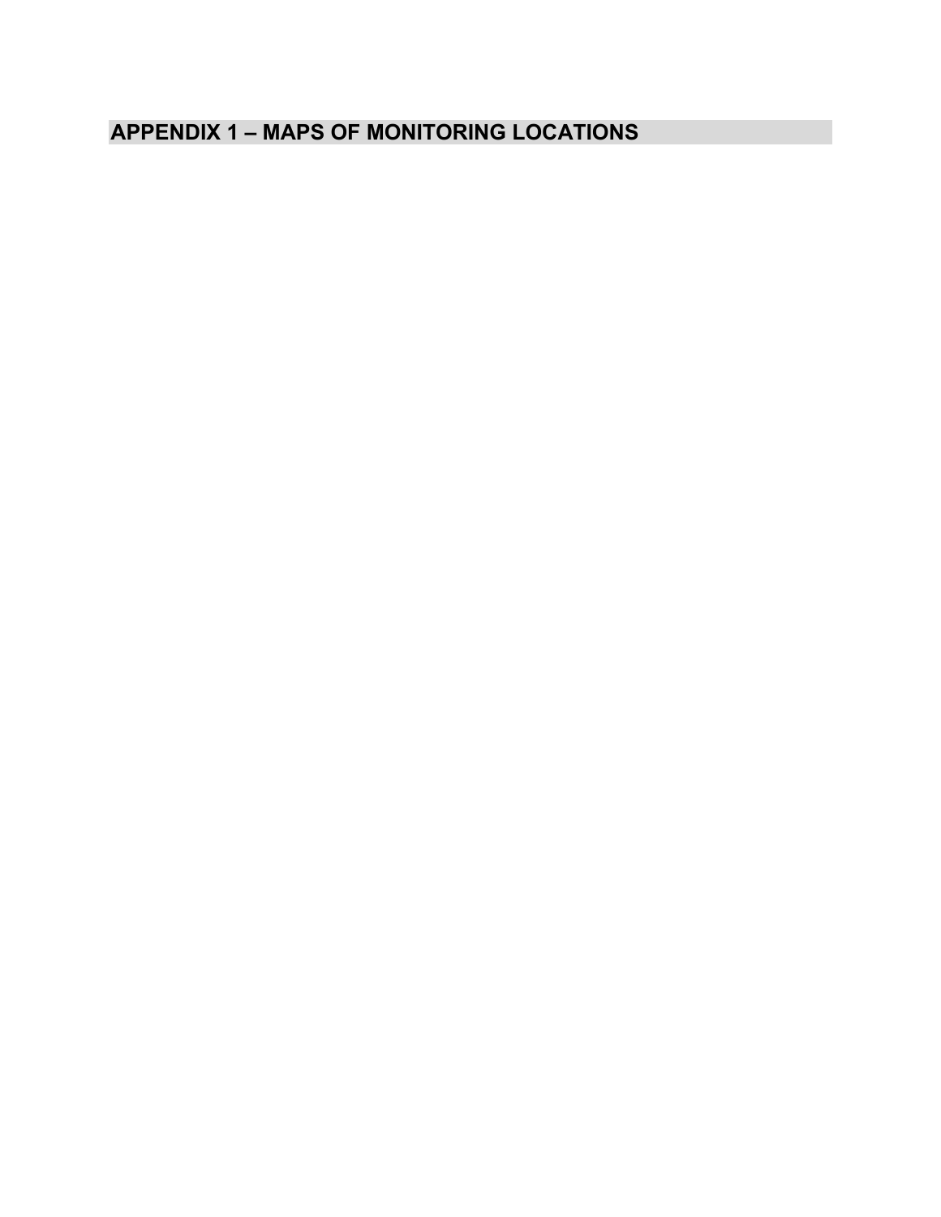# APPENDIX 1 – MAPS OF MONITORING LOCATIONS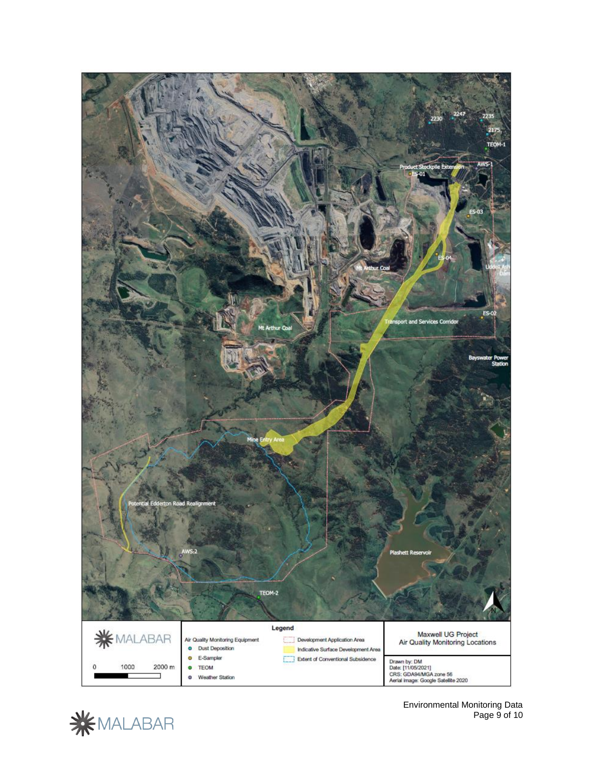Maxwell UG Project
Air Quality Monitoring Locations

Legend

Air Quality Monitoring Equipment
- Dust Deposition
- E-Sampler
- TEOM
- Weather Station

- Development Application Area
- Indicative Surface Development Area
- Extent of Conventional Subsidence

0 1000 2000 m

Drawn by: DM
Date: [11/05/2021]
CRS: GDA94/MGA zone 56
Aerial image: Google Satellite 2020

Environmental Monitoring Data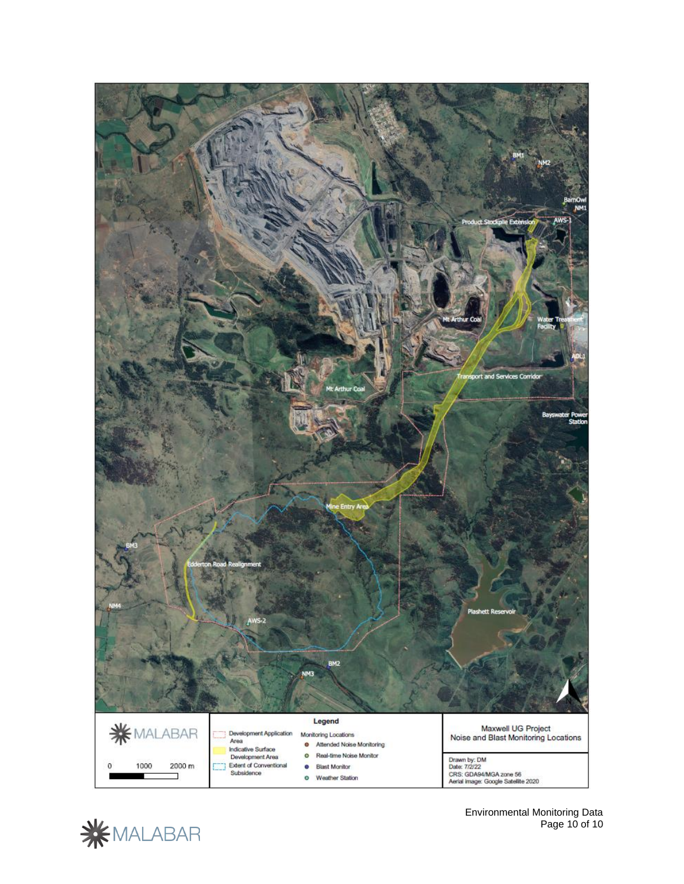BM1
NM2
BarnOwl
NM1
Product Stockpile Extension
AWS-1
Mt Arthur Coal
Water Treatment Facility
ADL1
Transport and Services Corridor
Bayswater Power Station
Mt Arthur Coal
Mine Entry Area
BM3
Edderton Road Realignment
NM4
AWS-2
Plashett Reservoir
BM2
NM3

MALABAR

0 1000 2000 m

Legend

Development Application Area
Indicative Surface Development Area
Extent of Conventional Subsidence

Monitoring Locations
Attended Noise Monitoring
Real-time Noise Monitor
Blast Monitor
Weather Station

Maxwell UG Project
Noise and Blast Monitoring Locations

Drawn by: DM
Date: 7/2/22
CRS: GDA94/MGA zone 56
Aerial image: Google Satellite 2020